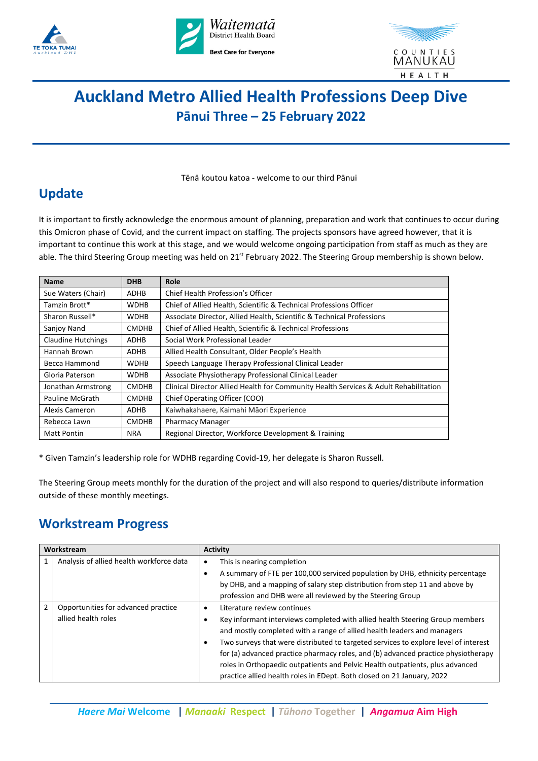# Auckland Metro Allied Health Professions Deep Dive

## Pānui Three – 25 February 2022

Tēnā koutou katoa - welcome to our third Pānui

## Update

It is important to firstly acknowledge the enormous amount of planning, preparation and work that continues to occur during this Omicron phase of Covid, and the current impact on staffing. The projects sponsors have agreed however, that it is important to continue this work at this stage, and we would welcome ongoing participation from staff as much as they are able. The third Steering Group meeting was held on 21st February 2022. The Steering Group membership is shown below.

| Name | DHB | Role |
|---|---|---|
| Sue Waters (Chair) | ADHB | Chief Health Profession's Officer |
| Tamzin Brott* | WDHB | Chief of Allied Health, Scientific & Technical Professions Officer |
| Sharon Russell* | WDHB | Associate Director, Allied Health, Scientific & Technical Professions |
| Sanjoy Nand | CMDHB | Chief of Allied Health, Scientific & Technical Professions |
| Claudine Hutchings | ADHB | Social Work Professional Leader |
| Hannah Brown | ADHB | Allied Health Consultant, Older People's Health |
| Becca Hammond | WDHB | Speech Language Therapy Professional Clinical Leader |
| Gloria Paterson | WDHB | Associate Physiotherapy Professional Clinical Leader |
| Jonathan Armstrong | CMDHB | Clinical Director Allied Health for Community Health Services & Adult Rehabilitation |
| Pauline McGrath | CMDHB | Chief Operating Officer (COO) |
| Alexis Cameron | ADHB | Kaiwhakahaere, Kaimahi Māori Experience |
| Rebecca Lawn | CMDHB | Pharmacy Manager |
| Matt Pontin | NRA | Regional Director, Workforce Development & Training |

\* Given Tamzin's leadership role for WDHB regarding Covid-19, her delegate is Sharon Russell.

The Steering Group meets monthly for the duration of the project and will also respond to queries/distribute information outside of these monthly meetings.

## Workstream Progress

| | Workstream | Activity |
|---|---|---|
| 1 | Analysis of allied health workforce data | • This is nearing completion<br>• A summary of FTE per 100,000 serviced population by DHB, ethnicity percentage by DHB, and a mapping of salary step distribution from step 11 and above by profession and DHB were all reviewed by the Steering Group |
| 2 | Opportunities for advanced practice allied health roles | • Literature review continues<br>• Key informant interviews completed with allied health Steering Group members and mostly completed with a range of allied health leaders and managers<br>• Two surveys that were distributed to targeted services to explore level of interest for (a) advanced practice pharmacy roles, and (b) advanced practice physiotherapy roles in Orthopaedic outpatients and Pelvic Health outpatients, plus advanced practice allied health roles in EDept. Both closed on 21 January, 2022 |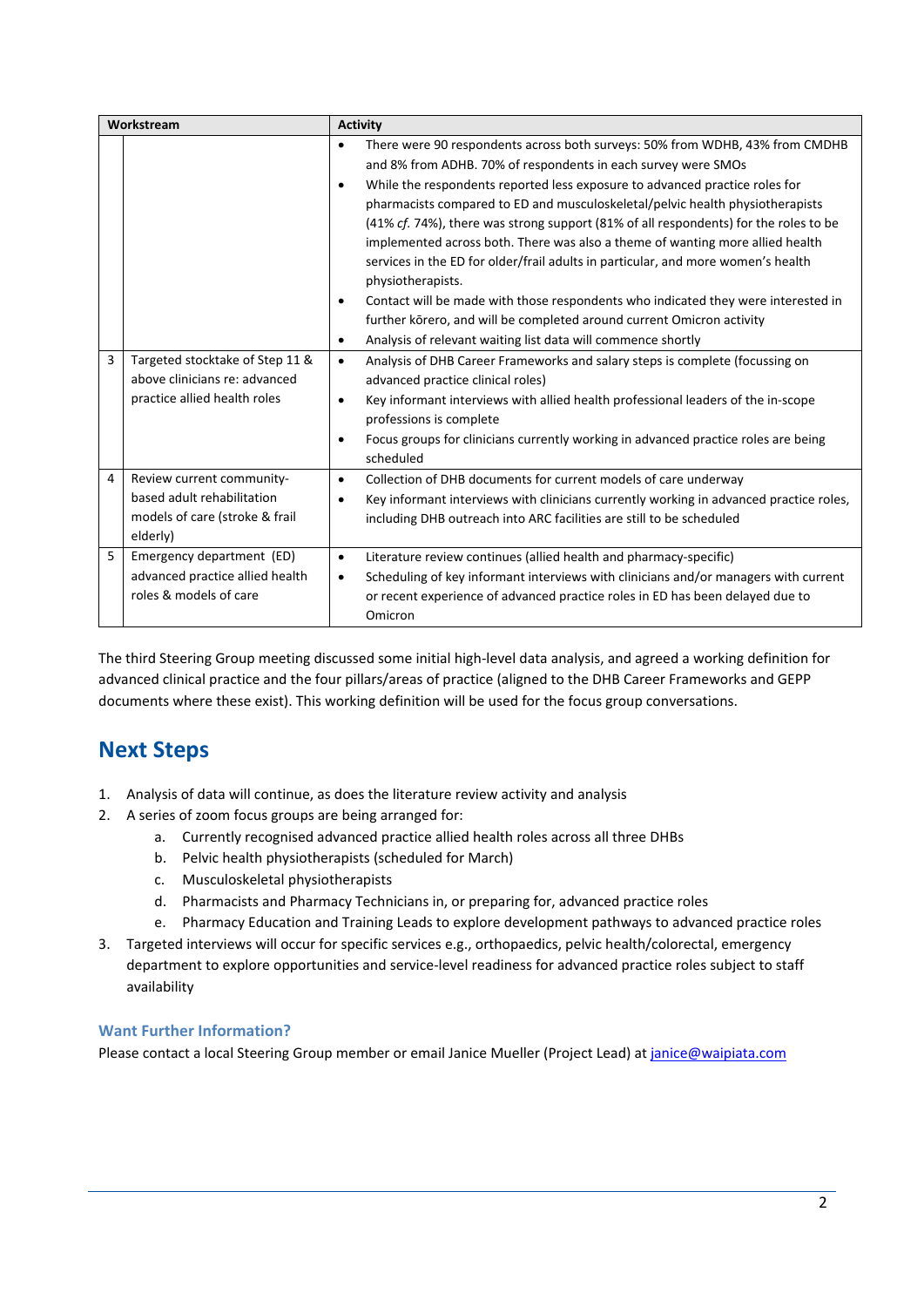| Workstream | | Activity |
|---|---|---|
| | | • There were 90 respondents across both surveys: 50% from WDHB, 43% from CMDHB and 8% from ADHB. 70% of respondents in each survey were SMOs<br>• While the respondents reported less exposure to advanced practice roles for pharmacists compared to ED and musculoskeletal/pelvic health physiotherapists (41% *cf.* 74%), there was strong support (81% of all respondents) for the roles to be implemented across both. There was also a theme of wanting more allied health services in the ED for older/frail adults in particular, and more women's health physiotherapists.<br>• Contact will be made with those respondents who indicated they were interested in further kōrero, and will be completed around current Omicron activity<br>• Analysis of relevant waiting list data will commence shortly |
| 3 | Targeted stocktake of Step 11 & above clinicians re: advanced practice allied health roles | • Analysis of DHB Career Frameworks and salary steps is complete (focussing on advanced practice clinical roles)<br>• Key informant interviews with allied health professional leaders of the in-scope professions is complete<br>• Focus groups for clinicians currently working in advanced practice roles are being scheduled |
| 4 | Review current community-based adult rehabilitation models of care (stroke & frail elderly) | • Collection of DHB documents for current models of care underway<br>• Key informant interviews with clinicians currently working in advanced practice roles, including DHB outreach into ARC facilities are still to be scheduled |
| 5 | Emergency department (ED) advanced practice allied health roles & models of care | • Literature review continues (allied health and pharmacy-specific)<br>• Scheduling of key informant interviews with clinicians and/or managers with current or recent experience of advanced practice roles in ED has been delayed due to Omicron |

The third Steering Group meeting discussed some initial high-level data analysis, and agreed a working definition for advanced clinical practice and the four pillars/areas of practice (aligned to the DHB Career Frameworks and GEPP documents where these exist). This working definition will be used for the focus group conversations.

## Next Steps

1. Analysis of data will continue, as does the literature review activity and analysis
2. A series of zoom focus groups are being arranged for:
   a. Currently recognised advanced practice allied health roles across all three DHBs
   b. Pelvic health physiotherapists (scheduled for March)
   c. Musculoskeletal physiotherapists
   d. Pharmacists and Pharmacy Technicians in, or preparing for, advanced practice roles
   e. Pharmacy Education and Training Leads to explore development pathways to advanced practice roles
3. Targeted interviews will occur for specific services e.g., orthopaedics, pelvic health/colorectal, emergency department to explore opportunities and service-level readiness for advanced practice roles subject to staff availability

### Want Further Information?

Please contact a local Steering Group member or email Janice Mueller (Project Lead) at janice@waipiata.com